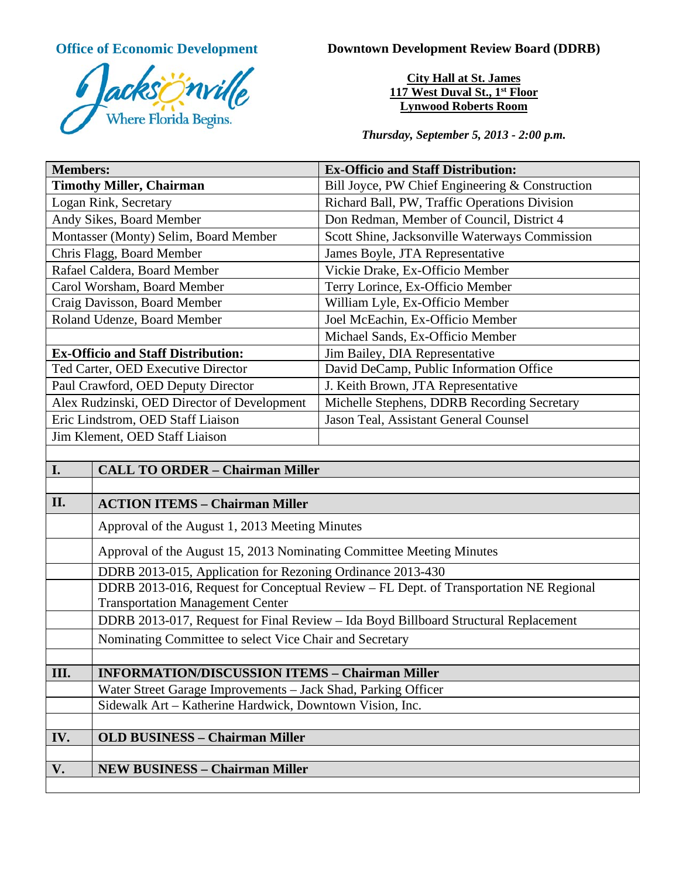**Office of Economic Development**

Jacksonville
Where Florida Begins.

**Downtown Development Review Board (DDRB)**

**City Hall at St. James**
**117 West Duval St., 1st Floor**
**Lynwood Roberts Room**

***Thursday, September 5, 2013 - 2:00 p.m.***

| **Members:** | **Ex-Officio and Staff Distribution:** |
|---|---|
| **Timothy Miller, Chairman** | Bill Joyce, PW Chief Engineering & Construction |
| Logan Rink, Secretary | Richard Ball, PW, Traffic Operations Division |
| Andy Sikes, Board Member | Don Redman, Member of Council, District 4 |
| Montasser (Monty) Selim, Board Member | Scott Shine, Jacksonville Waterways Commission |
| Chris Flagg, Board Member | James Boyle, JTA Representative |
| Rafael Caldera, Board Member | Vickie Drake, Ex-Officio Member |
| Carol Worsham, Board Member | Terry Lorince, Ex-Officio Member |
| Craig Davisson, Board Member | William Lyle, Ex-Officio Member |
| Roland Udenze, Board Member | Joel McEachin, Ex-Officio Member |
| | Michael Sands, Ex-Officio Member |
| **Ex-Officio and Staff Distribution:** | Jim Bailey, DIA Representative |
| Ted Carter, OED Executive Director | David DeCamp, Public Information Office |
| Paul Crawford, OED Deputy Director | J. Keith Brown, JTA Representative |
| Alex Rudzinski, OED Director of Development | Michelle Stephens, DDRB Recording Secretary |
| Eric Lindstrom, OED Staff Liaison | Jason Teal, Assistant General Counsel |
| Jim Klement, OED Staff Liaison | |

| | |
|---|---|
| **I.** | **CALL TO ORDER – Chairman Miller** |
| | |
| **II.** | **ACTION ITEMS – Chairman Miller** |
| | Approval of the August 1, 2013 Meeting Minutes |
| | Approval of the August 15, 2013 Nominating Committee Meeting Minutes |
| | DDRB 2013-015, Application for Rezoning Ordinance 2013-430 |
| | DDRB 2013-016, Request for Conceptual Review – FL Dept. of Transportation NE Regional Transportation Management Center |
| | DDRB 2013-017, Request for Final Review – Ida Boyd Billboard Structural Replacement |
| | Nominating Committee to select Vice Chair and Secretary |
| | |
| **III.** | **INFORMATION/DISCUSSION ITEMS – Chairman Miller** |
| | Water Street Garage Improvements – Jack Shad, Parking Officer |
| | Sidewalk Art – Katherine Hardwick, Downtown Vision, Inc. |
| | |
| **IV.** | **OLD BUSINESS – Chairman Miller** |
| | |
| **V.** | **NEW BUSINESS – Chairman Miller** |
| | |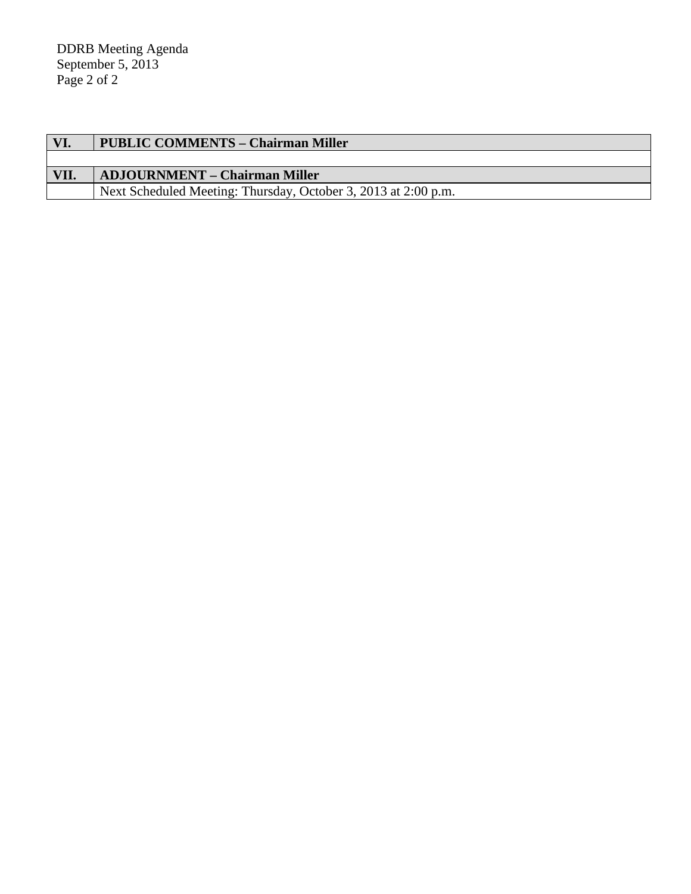| VI. | PUBLIC COMMENTS – Chairman Miller |
|---|---|
| | |
| **VII.** | **ADJOURNMENT – Chairman Miller** |
| | Next Scheduled Meeting: Thursday, October 3, 2013 at 2:00 p.m. |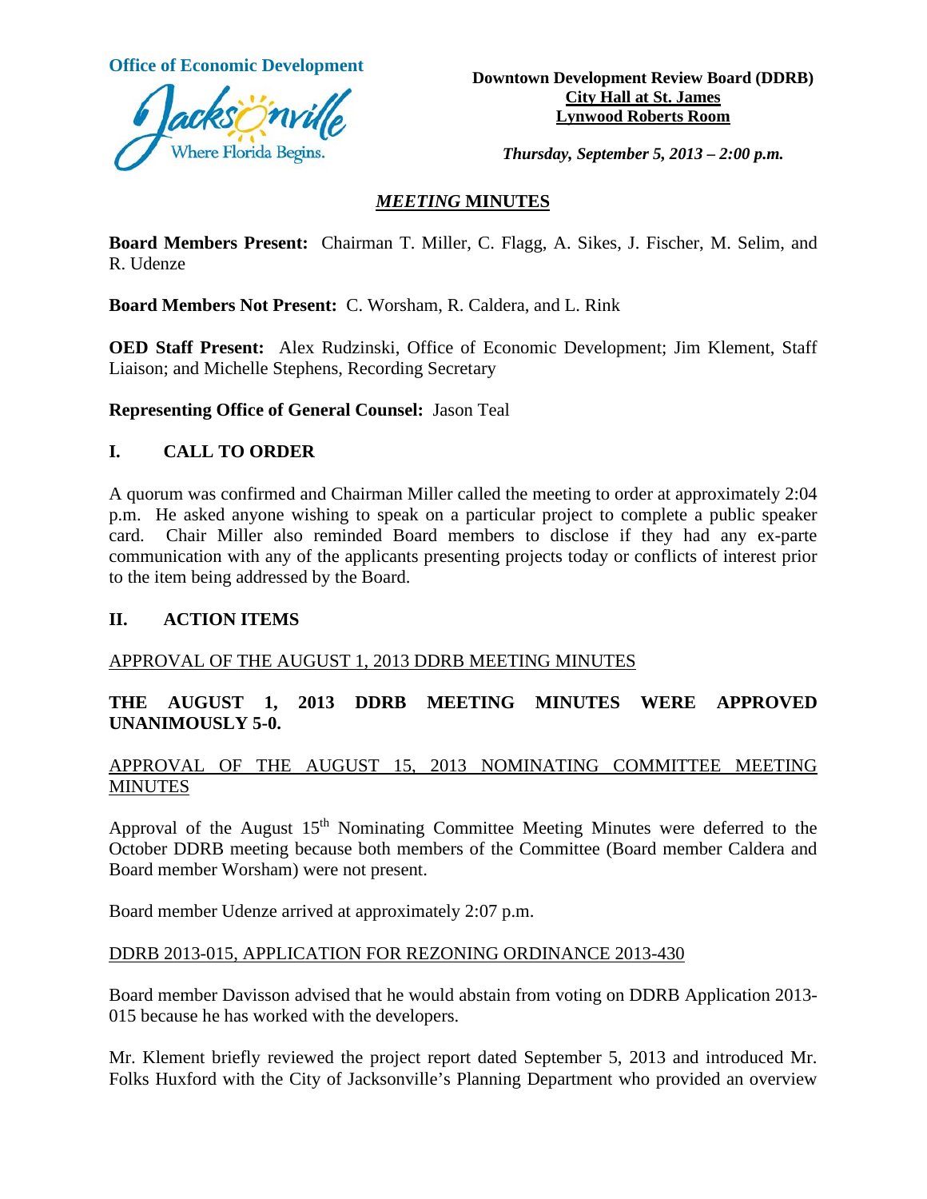Office of Economic Development

Jacksonville
Where Florida Begins.

**Downtown Development Review Board (DDRB)**
**City Hall at St. James**
**Lynwood Roberts Room**

***Thursday, September 5, 2013 – 2:00 p.m.***

## *MEETING* MINUTES

**Board Members Present:** Chairman T. Miller, C. Flagg, A. Sikes, J. Fischer, M. Selim, and R. Udenze

**Board Members Not Present:** C. Worsham, R. Caldera, and L. Rink

**OED Staff Present:** Alex Rudzinski, Office of Economic Development; Jim Klement, Staff Liaison; and Michelle Stephens, Recording Secretary

**Representing Office of General Counsel:** Jason Teal

## I. CALL TO ORDER

A quorum was confirmed and Chairman Miller called the meeting to order at approximately 2:04 p.m. He asked anyone wishing to speak on a particular project to complete a public speaker card. Chair Miller also reminded Board members to disclose if they had any ex-parte communication with any of the applicants presenting projects today or conflicts of interest prior to the item being addressed by the Board.

## II. ACTION ITEMS

APPROVAL OF THE AUGUST 1, 2013 DDRB MEETING MINUTES

**THE AUGUST 1, 2013 DDRB MEETING MINUTES WERE APPROVED UNANIMOUSLY 5-0.**

APPROVAL OF THE AUGUST 15, 2013 NOMINATING COMMITTEE MEETING MINUTES

Approval of the August 15th Nominating Committee Meeting Minutes were deferred to the October DDRB meeting because both members of the Committee (Board member Caldera and Board member Worsham) were not present.

Board member Udenze arrived at approximately 2:07 p.m.

DDRB 2013-015, APPLICATION FOR REZONING ORDINANCE 2013-430

Board member Davisson advised that he would abstain from voting on DDRB Application 2013-015 because he has worked with the developers.

Mr. Klement briefly reviewed the project report dated September 5, 2013 and introduced Mr. Folks Huxford with the City of Jacksonville's Planning Department who provided an overview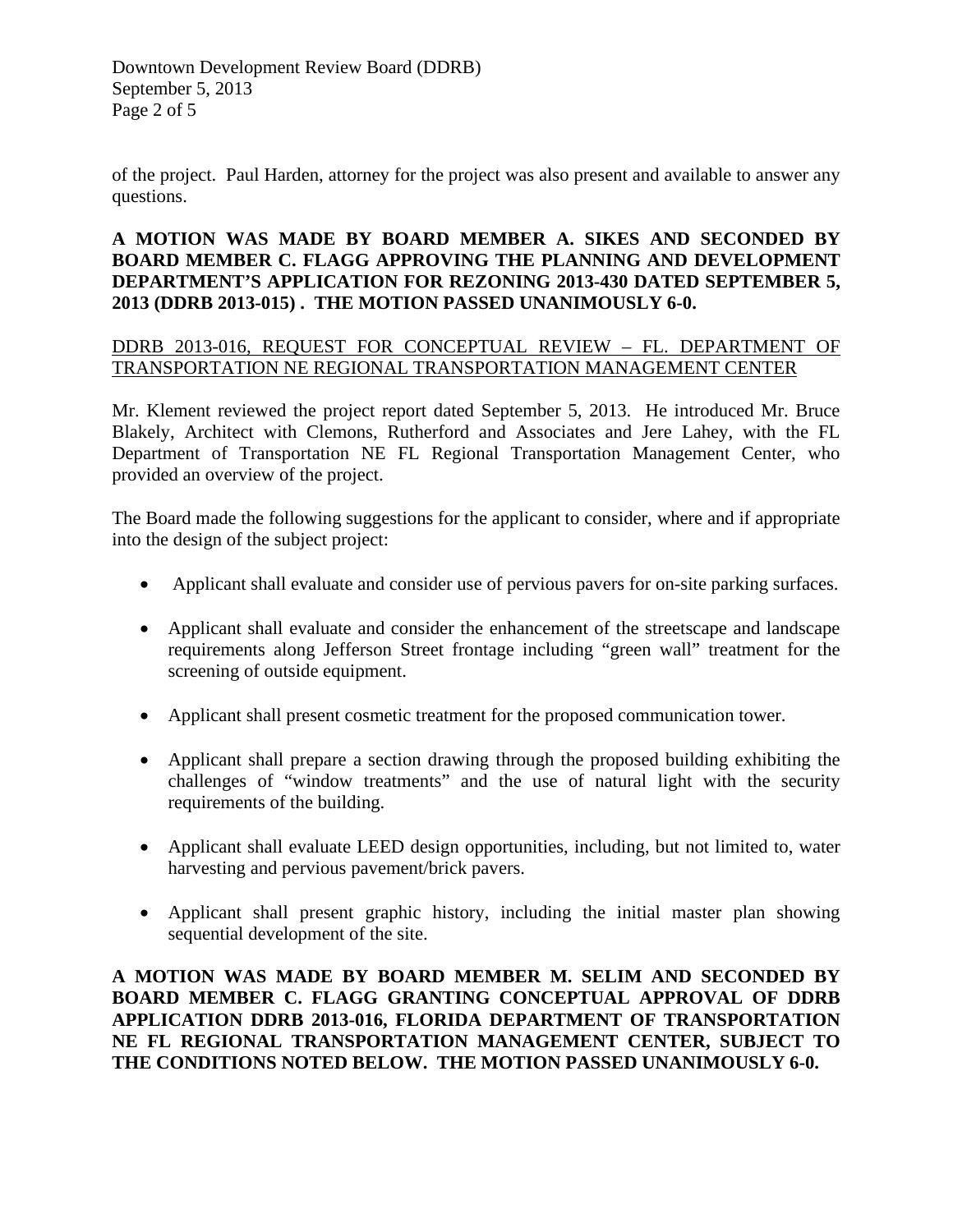of the project. Paul Harden, attorney for the project was also present and available to answer any questions.

**A MOTION WAS MADE BY BOARD MEMBER A. SIKES AND SECONDED BY BOARD MEMBER C. FLAGG APPROVING THE PLANNING AND DEVELOPMENT DEPARTMENT'S APPLICATION FOR REZONING 2013-430 DATED SEPTEMBER 5, 2013 (DDRB 2013-015) . THE MOTION PASSED UNANIMOUSLY 6-0.**

<u>DDRB 2013-016, REQUEST FOR CONCEPTUAL REVIEW – FL. DEPARTMENT OF TRANSPORTATION NE REGIONAL TRANSPORTATION MANAGEMENT CENTER</u>

Mr. Klement reviewed the project report dated September 5, 2013. He introduced Mr. Bruce Blakely, Architect with Clemons, Rutherford and Associates and Jere Lahey, with the FL Department of Transportation NE FL Regional Transportation Management Center, who provided an overview of the project.

The Board made the following suggestions for the applicant to consider, where and if appropriate into the design of the subject project:

- Applicant shall evaluate and consider use of pervious pavers for on-site parking surfaces.
- Applicant shall evaluate and consider the enhancement of the streetscape and landscape requirements along Jefferson Street frontage including "green wall" treatment for the screening of outside equipment.
- Applicant shall present cosmetic treatment for the proposed communication tower.
- Applicant shall prepare a section drawing through the proposed building exhibiting the challenges of "window treatments" and the use of natural light with the security requirements of the building.
- Applicant shall evaluate LEED design opportunities, including, but not limited to, water harvesting and pervious pavement/brick pavers.
- Applicant shall present graphic history, including the initial master plan showing sequential development of the site.

**A MOTION WAS MADE BY BOARD MEMBER M. SELIM AND SECONDED BY BOARD MEMBER C. FLAGG GRANTING CONCEPTUAL APPROVAL OF DDRB APPLICATION DDRB 2013-016, FLORIDA DEPARTMENT OF TRANSPORTATION NE FL REGIONAL TRANSPORTATION MANAGEMENT CENTER, SUBJECT TO THE CONDITIONS NOTED BELOW. THE MOTION PASSED UNANIMOUSLY 6-0.**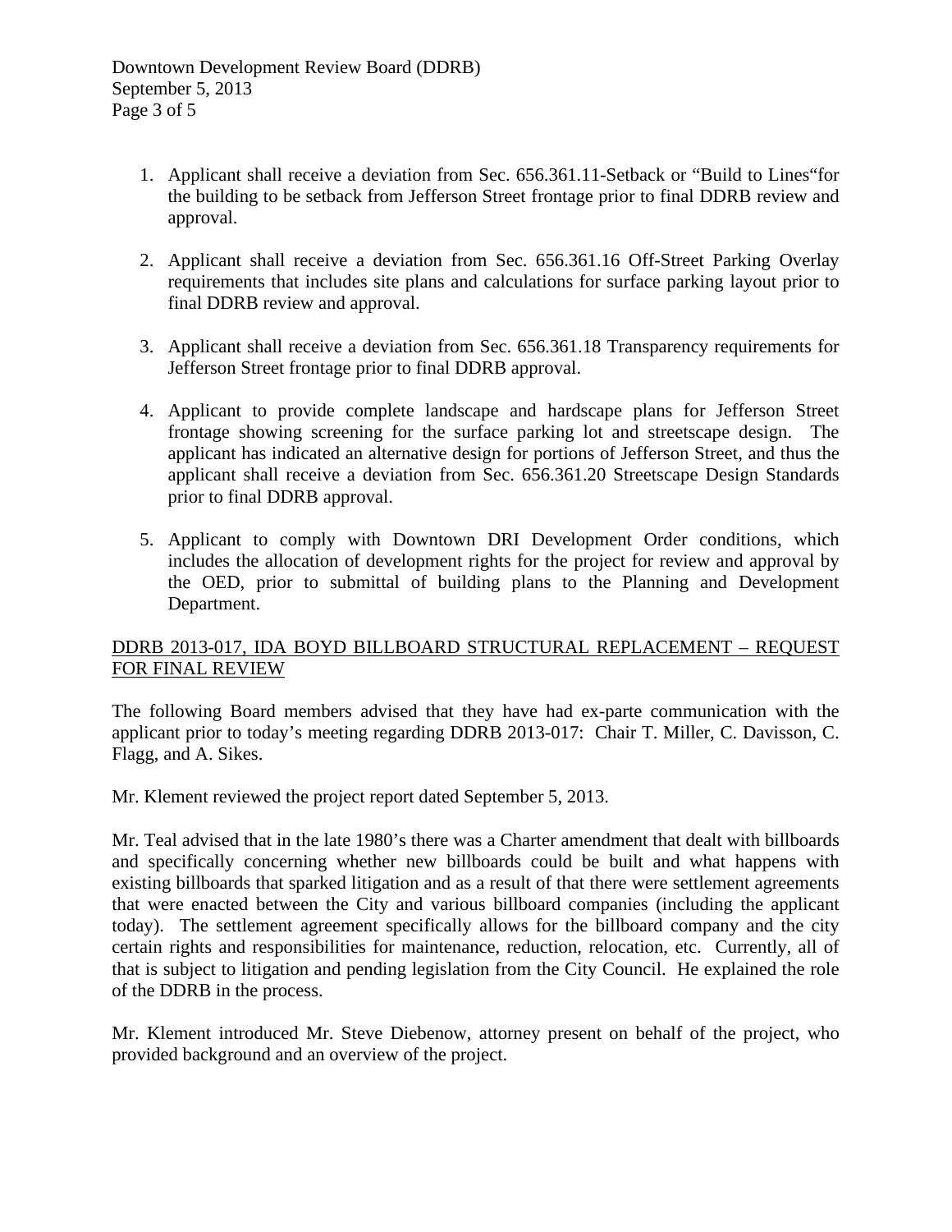1. Applicant shall receive a deviation from Sec. 656.361.11-Setback or "Build to Lines"for the building to be setback from Jefferson Street frontage prior to final DDRB review and approval.

2. Applicant shall receive a deviation from Sec. 656.361.16 Off-Street Parking Overlay requirements that includes site plans and calculations for surface parking layout prior to final DDRB review and approval.

3. Applicant shall receive a deviation from Sec. 656.361.18 Transparency requirements for Jefferson Street frontage prior to final DDRB approval.

4. Applicant to provide complete landscape and hardscape plans for Jefferson Street frontage showing screening for the surface parking lot and streetscape design. The applicant has indicated an alternative design for portions of Jefferson Street, and thus the applicant shall receive a deviation from Sec. 656.361.20 Streetscape Design Standards prior to final DDRB approval.

5. Applicant to comply with Downtown DRI Development Order conditions, which includes the allocation of development rights for the project for review and approval by the OED, prior to submittal of building plans to the Planning and Development Department.

<u>DDRB 2013-017, IDA BOYD BILLBOARD STRUCTURAL REPLACEMENT – REQUEST FOR FINAL REVIEW</u>

The following Board members advised that they have had ex-parte communication with the applicant prior to today's meeting regarding DDRB 2013-017: Chair T. Miller, C. Davisson, C. Flagg, and A. Sikes.

Mr. Klement reviewed the project report dated September 5, 2013.

Mr. Teal advised that in the late 1980's there was a Charter amendment that dealt with billboards and specifically concerning whether new billboards could be built and what happens with existing billboards that sparked litigation and as a result of that there were settlement agreements that were enacted between the City and various billboard companies (including the applicant today). The settlement agreement specifically allows for the billboard company and the city certain rights and responsibilities for maintenance, reduction, relocation, etc. Currently, all of that is subject to litigation and pending legislation from the City Council. He explained the role of the DDRB in the process.

Mr. Klement introduced Mr. Steve Diebenow, attorney present on behalf of the project, who provided background and an overview of the project.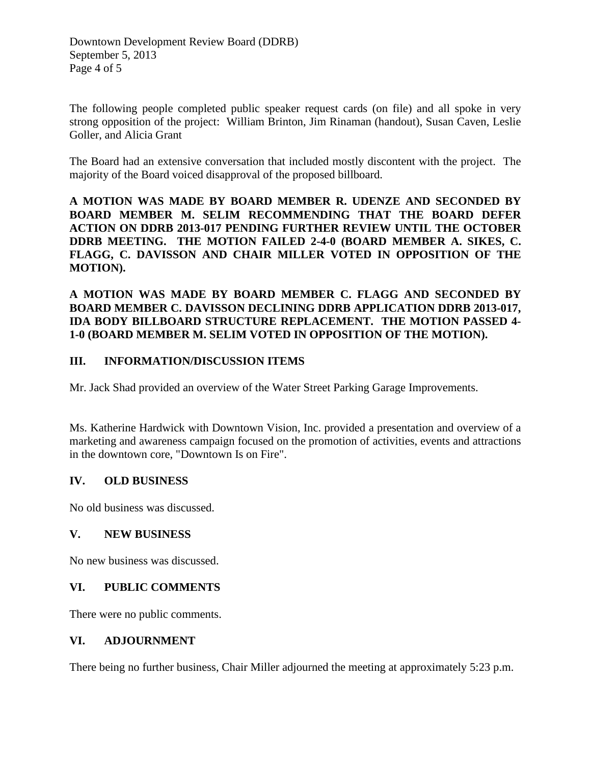The following people completed public speaker request cards (on file) and all spoke in very strong opposition of the project: William Brinton, Jim Rinaman (handout), Susan Caven, Leslie Goller, and Alicia Grant

The Board had an extensive conversation that included mostly discontent with the project. The majority of the Board voiced disapproval of the proposed billboard.

**A MOTION WAS MADE BY BOARD MEMBER R. UDENZE AND SECONDED BY BOARD MEMBER M. SELIM RECOMMENDING THAT THE BOARD DEFER ACTION ON DDRB 2013-017 PENDING FURTHER REVIEW UNTIL THE OCTOBER DDRB MEETING. THE MOTION FAILED 2-4-0 (BOARD MEMBER A. SIKES, C. FLAGG, C. DAVISSON AND CHAIR MILLER VOTED IN OPPOSITION OF THE MOTION).**

**A MOTION WAS MADE BY BOARD MEMBER C. FLAGG AND SECONDED BY BOARD MEMBER C. DAVISSON DECLINING DDRB APPLICATION DDRB 2013-017, IDA BODY BILLBOARD STRUCTURE REPLACEMENT. THE MOTION PASSED 4-1-0 (BOARD MEMBER M. SELIM VOTED IN OPPOSITION OF THE MOTION).**

## III. INFORMATION/DISCUSSION ITEMS

Mr. Jack Shad provided an overview of the Water Street Parking Garage Improvements.

Ms. Katherine Hardwick with Downtown Vision, Inc. provided a presentation and overview of a marketing and awareness campaign focused on the promotion of activities, events and attractions in the downtown core, "Downtown Is on Fire".

## IV. OLD BUSINESS

No old business was discussed.

## V. NEW BUSINESS

No new business was discussed.

## VI. PUBLIC COMMENTS

There were no public comments.

## VI. ADJOURNMENT

There being no further business, Chair Miller adjourned the meeting at approximately 5:23 p.m.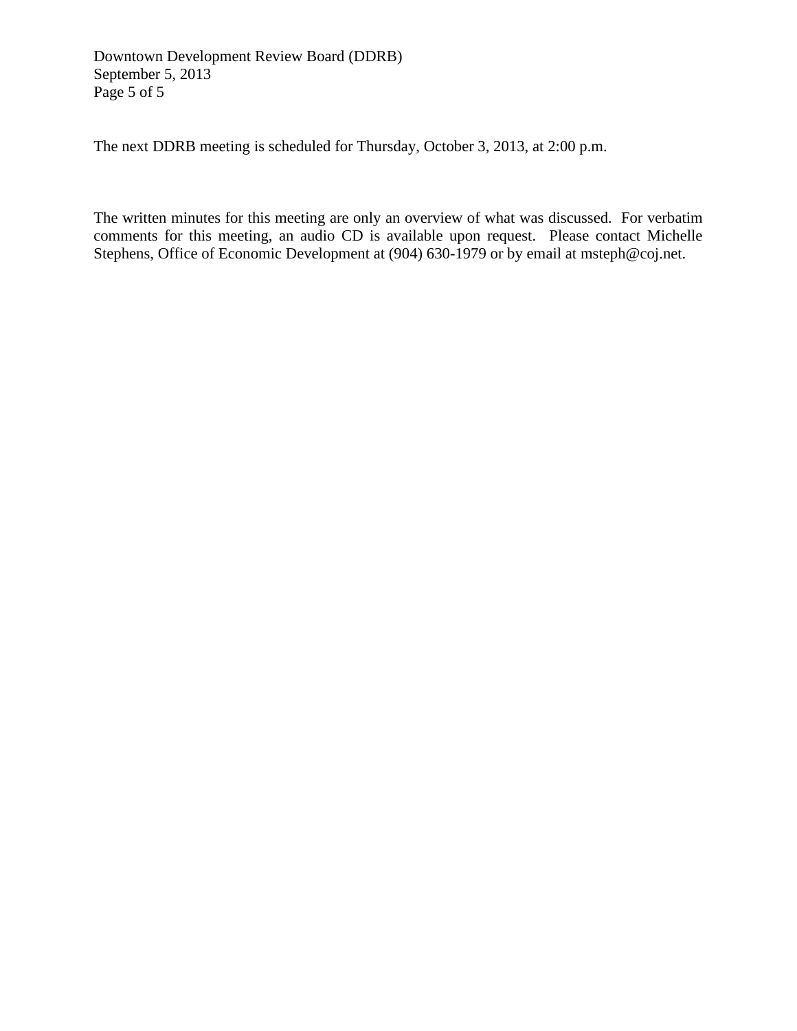The next DDRB meeting is scheduled for Thursday, October 3, 2013, at 2:00 p.m.

The written minutes for this meeting are only an overview of what was discussed. For verbatim comments for this meeting, an audio CD is available upon request. Please contact Michelle Stephens, Office of Economic Development at (904) 630-1979 or by email at msteph@coj.net.